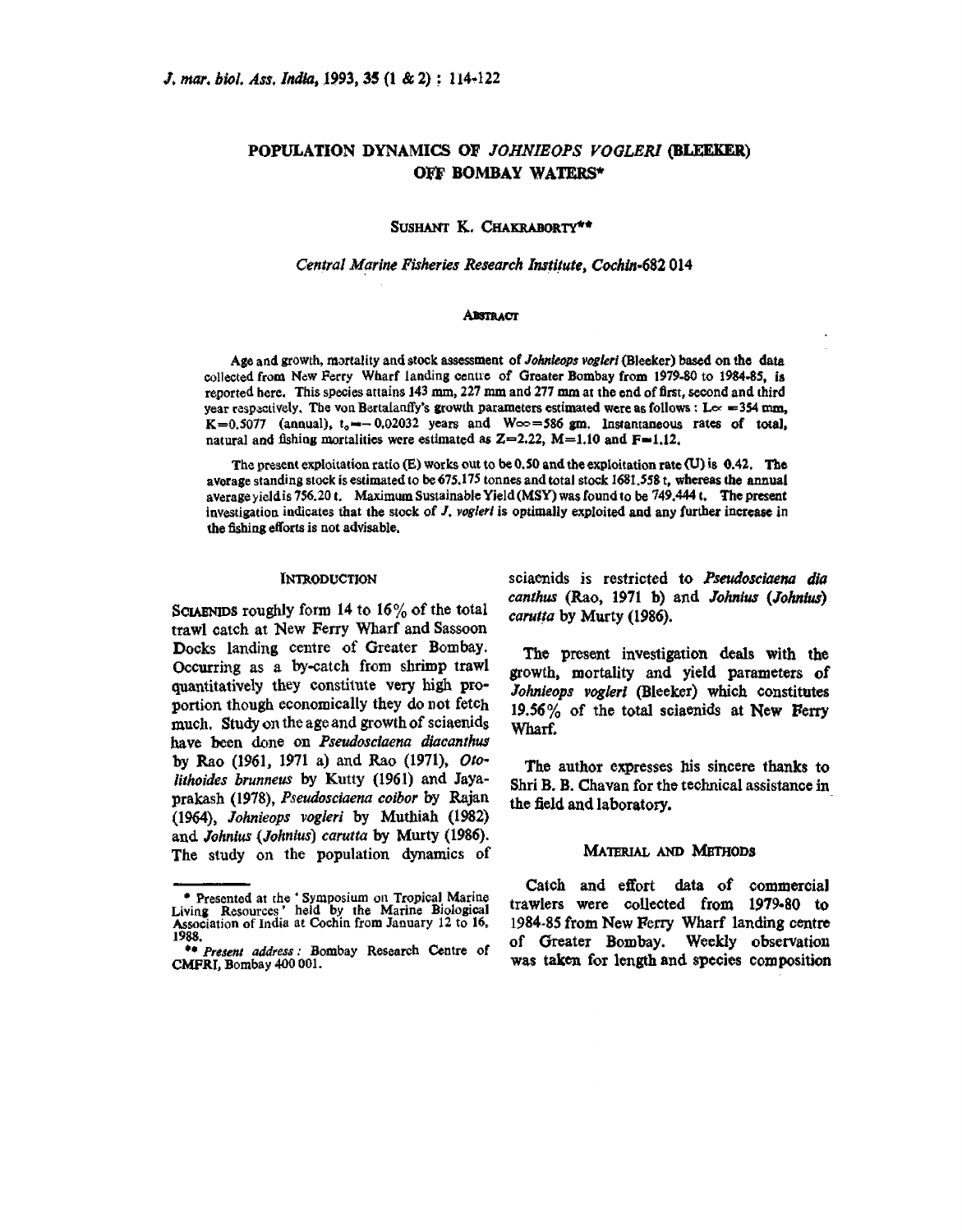# POPULATION DYNAMICS OF *JOHNIEOPS VOGLERI* (BLEEKER) OFF BOMBAY WATERS*

SUSHANT K. CHAKRABORTY**

*Central Marine Fisheries Research Institute, Cochin-682 014*

## ABSTRACT

Age and growth, mortality and stock assessment of *Johnieops vogleri* (Bleeker) based on the data collected from New Ferry Wharf landing centre of Greater Bombay from 1979-80 to 1984-85, is reported here. This species attains 143 mm, 227 mm and 277 mm at the end of first, second and third year respectively. The von Bertalanffy's growth parameters estimated were as follows : $L\infty$ = 354 mm, K=0.5077 (annual), $t_0$ = −0.02032 years and $W\infty$=586 gm. Instantaneous rates of total, natural and fishing mortalities were estimated as Z=2.22, M=1.10 and F=1.12.

The present exploitation ratio (E) works out to be 0.50 and the exploitation rate (U) is 0.42. The average standing stock is estimated to be 675.175 tonnes and total stock 1681.558 t, whereas the annual average yield is 756.20 t. Maximum Sustainable Yield (MSY) was found to be 749.444 t. The present investigation indicates that the stock of *J. vogleri* is optimally exploited and any further increase in the fishing efforts is not advisable.

## INTRODUCTION

SCIAENIDS roughly form 14 to 16% of the total trawl catch at New Ferry Wharf and Sassoon Docks landing centre of Greater Bombay. Occurring as a by-catch from shrimp trawl quantitatively they constitute very high proportion though economically they do not fetch much. Study on the age and growth of sciaenids have been done on *Pseudosciaena diacanthus* by Rao (1961, 1971 a) and Rao (1971), *Otolithoides brunneus* by Kutty (1961) and Jayaprakash (1978), *Pseudosciaena coibor* by Rajan (1964), *Johnieops vogleri* by Muthiah (1982) and *Johnius (Johnius) carutta* by Murty (1986). The study on the population dynamics of sciaenids is restricted to *Pseudosciaena dia canthus* (Rao, 1971 b) and *Johnius (Johnius) carutta* by Murty (1986).

The present investigation deals with the growth, mortality and yield parameters of *Johnieops vogleri* (Bleeker) which constitutes 19.56% of the total sciaenids at New Ferry Wharf.

The author expresses his sincere thanks to Shri B. B. Chavan for the technical assistance in the field and laboratory.

## MATERIAL AND METHODS

Catch and effort data of commercial trawlers were collected from 1979-80 to 1984-85 from New Ferry Wharf landing centre of Greater Bombay. Weekly observation was taken for length and species composition

---

* Presented at the 'Symposium on Tropical Marine Living Resources' held by the Marine Biological Association of India at Cochin from January 12 to 16, 1988.

** *Present address* : Bombay Research Centre of CMFRI, Bombay 400 001.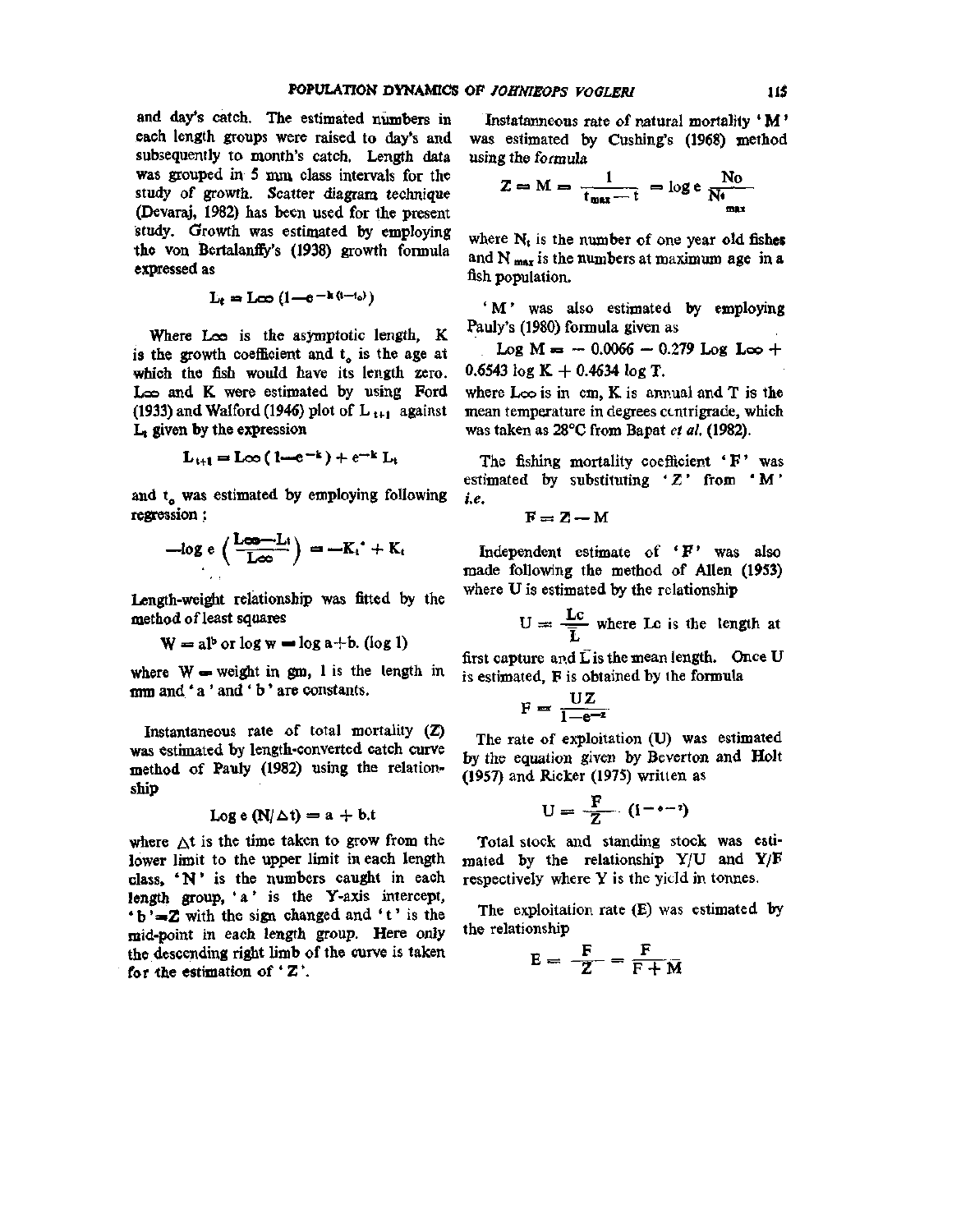and day's catch. The estimated numbers in each length groups were raised to day's and subsequently to month's catch. Length data was grouped in 5 mm class intervals for the study of growth. Scatter diagram technique (Devaraj, 1982) has been used for the present study. Growth was estimated by employing the von Bertalanffy's (1938) growth formula expressed as

$$L_t = L\infty \left(1 - e^{-k(t-t_0)}\right)$$

Where $L\infty$ is the asymptotic length, K is the growth coefficient and $t_0$ is the age at which the fish would have its length zero. $L\infty$ and K were estimated by using Ford (1933) and Walford (1946) plot of $L_{t+1}$ against $L_t$ given by the expression

$$L_{t+1} = L\infty \left(1 - e^{-k}\right) + e^{-k} L_t$$

and $t_0$ was estimated by employing following regression :

$$-\log e \left(\frac{L\infty - L_t}{L\infty}\right) = -K_t^{\circ} + K_t$$

Length-weight relationship was fitted by the method of least squares

$$W = al^b \text{ or } \log w = \log a + b. (\log l)$$

where W = weight in gm, l is the length in mm and 'a' and 'b' are constants.

Instantaneous rate of total mortality (Z) was estimated by length-converted catch curve method of Pauly (1982) using the relationship

$$\text{Log e } (N/\Delta t) = a + b.t$$

where $\Delta t$ is the time taken to grow from the lower limit to the upper limit in each length class, 'N' is the numbers caught in each length group, 'a' is the Y-axis intercept, 'b' = Z with the sign changed and 't' is the mid-point in each length group. Here only the descending right limb of the curve is taken for the estimation of 'Z'.

Instatanneous rate of natural mortality 'M' was estimated by Cushing's (1968) method using the formula

$$Z = M = \frac{1}{t_{max} - t} = \log e \frac{No}{N_{t_{max}}}$$

where $N_t$ is the number of one year old fishes and $N_{max}$ is the numbers at maximum age in a fish population.

'M' was also estimated by employing Pauly's (1980) formula given as

$$\text{Log } M = -0.0066 - 0.279 \text{ Log } L\infty + 0.6543 \log K + 0.4634 \log T.$$

where $L\infty$ is in cm, K is annual and T is the mean temperature in degrees centrigrade, which was taken as 28°C from Bapat *et al.* (1982).

The fishing mortality coefficient 'F' was estimated by substituting 'Z' from 'M' *i.e.*

$$F = Z - M$$

Independent estimate of 'F' was also made following the method of Allen (1953) where U is estimated by the relationship

$$U = \frac{Lc}{\bar{L}}$$ where Lc is the length at first capture and $\bar{L}$ is the mean length. Once U is estimated, F is obtained by the formula

$$F = \frac{UZ}{1 - e^{-z}}$$

The rate of exploitation (U) was estimated by the equation given by Beverton and Holt (1957) and Ricker (1975) written as

$$U = \frac{F}{Z} \left(1 - e^{-z}\right)$$

Total stock and standing stock was estimated by the relationship Y/U and Y/F respectively where Y is the yield in tonnes.

The exploitation rate (E) was estimated by the relationship

$$E = \frac{F}{Z} = \frac{F}{F + M}$$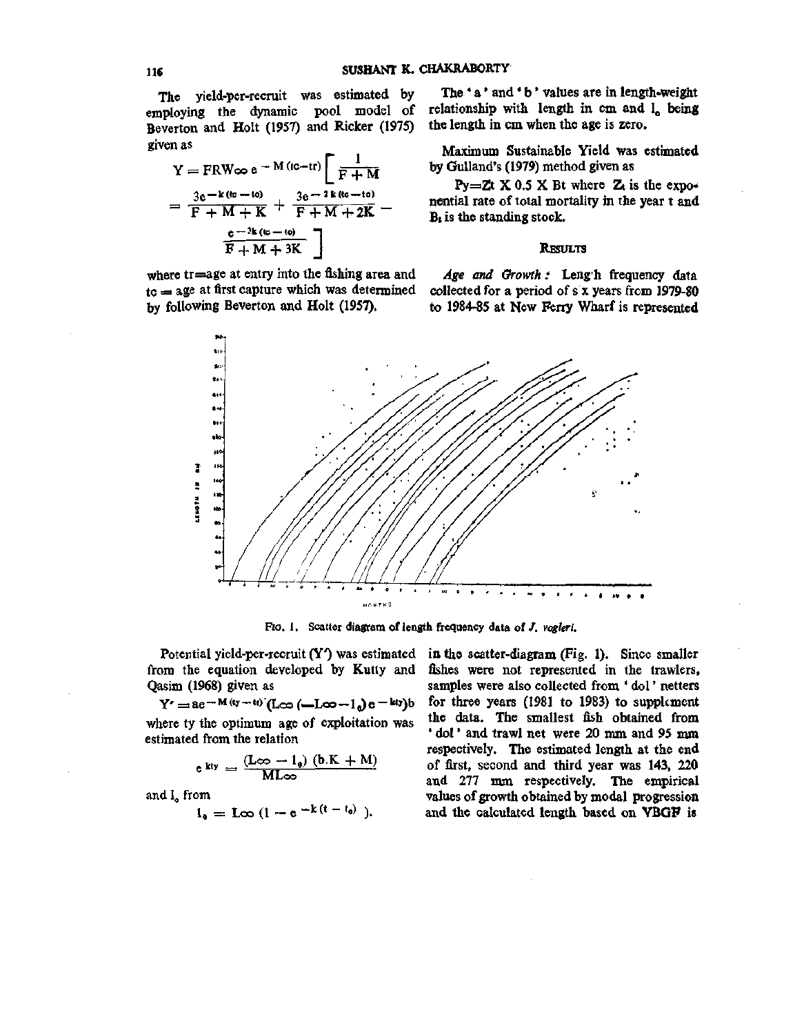The yield-per-recruit was estimated by employing the dynamic pool model of Beverton and Holt (1957) and Ricker (1975) given as

$$Y = FRW_{\infty} e^{-M(tc-tr)} \left[ \frac{1}{F+M} - \frac{3e^{-k(tc-to)}}{F+M+K} + \frac{3e^{-2k(tc-to)}}{F+M+2K} - \frac{e^{-3k(tc-to)}}{F+M+3K} \right]$$

where tr=age at entry into the fishing area and tc = age at first capture which was determined by following Beverton and Holt (1957).

Potential yield-per-recruit (Y') was estimated from the equation developed by Kutty and Qasim (1968) given as

$$Y' = ae^{-M(ty-to)}(L_{\infty}(-L_{\infty}-l_0)e^{-kty})b$$

where ty the optimum age of exploitation was estimated from the relation

$$e^{kty} = \frac{(L_{\infty} - l_0)(b.K + M)}{ML_{\infty}}$$

and $l_0$ from

$$l_0 = L_{\infty}(1 - e^{-k(t - t_0)}).$$

The 'a' and 'b' values are in length-weight relationship with length in cm and $l_0$ being the length in cm when the age is zero.

Maximum Sustainable Yield was estimated by Gulland's (1979) method given as

$Py = Zt \times 0.5 \times Bt$ where $Z_t$ is the exponential rate of total mortality in the year t and $B_t$ is the standing stock.

## Results

*Age and Growth:* Length frequency data collected for a period of six years from 1979-80 to 1984-85 at New Ferry Wharf is represented in the scatter-diagram (Fig. 1). Since smaller fishes were not represented in the trawlers, samples were also collected from 'dol' netters for three years (1981 to 1983) to supplement the data. The smallest fish obtained from 'dol' and trawl net were 20 mm and 95 mm respectively. The estimated length at the end of first, second and third year was 143, 220 and 277 mm respectively. The empirical values of growth obtained by modal progression and the calculated length based on VBGF is

Fig. 1. Scatter diagram of length frequency data of *J. vogleri*.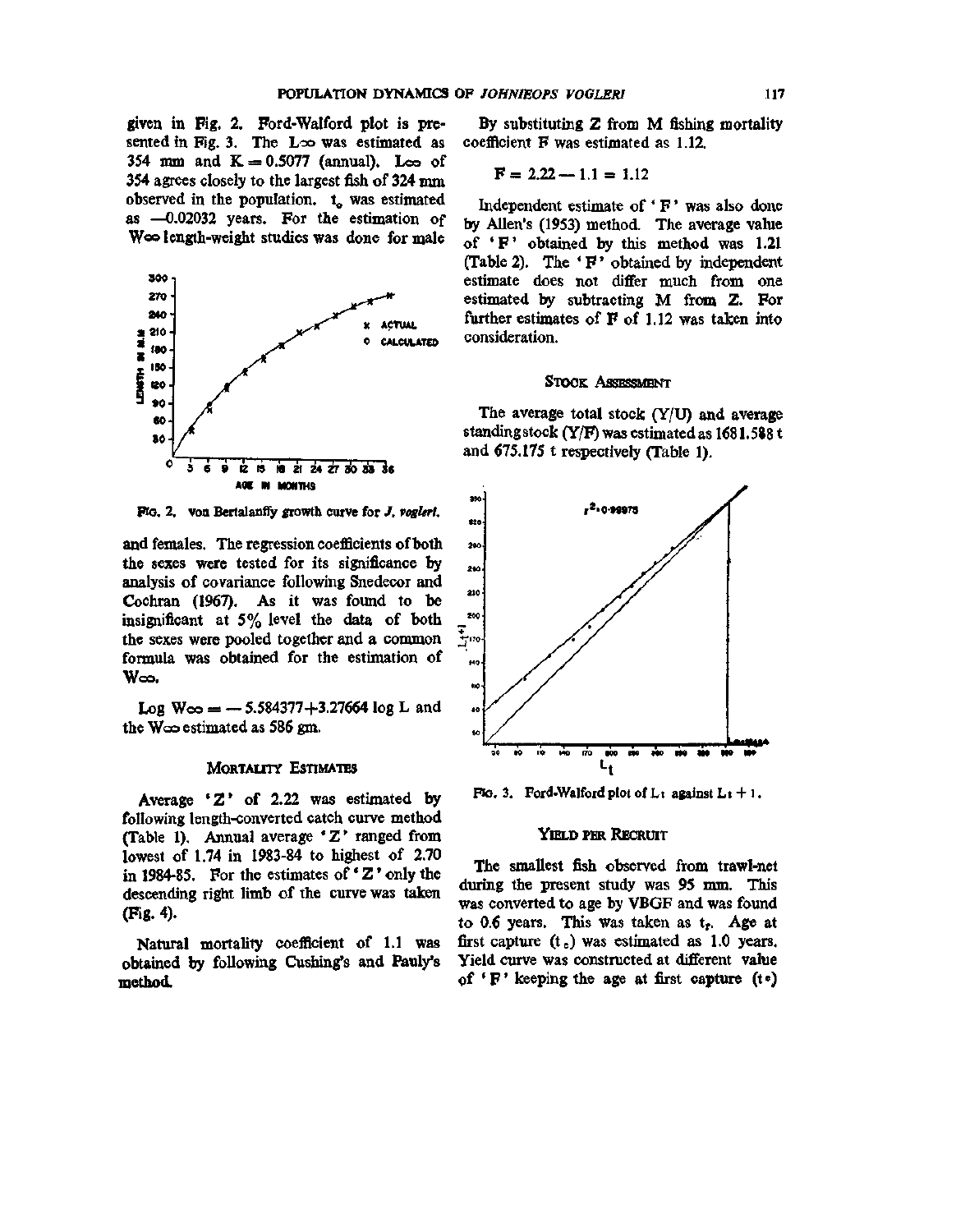given in Fig. 2. Ford-Walford plot is presented in Fig. 3. The $L_\infty$ was estimated as 354 mm and K = 0.5077 (annual). $L_\infty$ of 354 agrees closely to the largest fish of 324 mm observed in the population. $t_0$ was estimated as —0.02032 years. For the estimation of $W_\infty$ length-weight studies was done for male and females. The regression coefficients of both the sexes were tested for its significance by analysis of covariance following Snedecor and Cochran (1967). As it was found to be insignificant at 5% level the data of both the sexes were pooled together and a common formula was obtained for the estimation of $W_\infty$.

Fig. 2. von Bertalanffy growth curve for *J. vogleri*.

$$\text{Log } W_\infty = -5.584377 + 3.27664 \log L$$ and the $W_\infty$ estimated as 586 gm.

## Mortality Estimates

Average 'Z' of 2.22 was estimated by following length-converted catch curve method (Table 1). Annual average 'Z' ranged from lowest of 1.74 in 1983-84 to highest of 2.70 in 1984-85. For the estimates of 'Z' only the descending right limb of the curve was taken (Fig. 4).

Natural mortality coefficient of 1.1 was obtained by following Cushing's and Pauly's method.

By substituting Z from M fishing mortality coefficient F was estimated as 1.12.

$$F = 2.22 - 1.1 = 1.12$$

Independent estimate of 'F' was also done by Allen's (1953) method. The average value of 'F' obtained by this method was 1.21 (Table 2). The 'F' obtained by independent estimate does not differ much from one estimated by subtracting M from Z. For further estimates of F of 1.12 was taken into consideration.

## Stock Assessment

The average total stock (Y/U) and average standing stock (Y/F) was estimated as 1681.588 t and 675.175 t respectively (Table 1).

Fig. 3. Ford-Walford plot of $L_t$ against $L_{t+1}$.

## Yield per Recruit

The smallest fish observed from trawl-net during the present study was 95 mm. This was converted to age by VBGF and was found to 0.6 years. This was taken as $t_r$. Age at first capture ($t_c$) was estimated as 1.0 years. Yield curve was constructed at different value of 'F' keeping the age at first capture ($t_c$)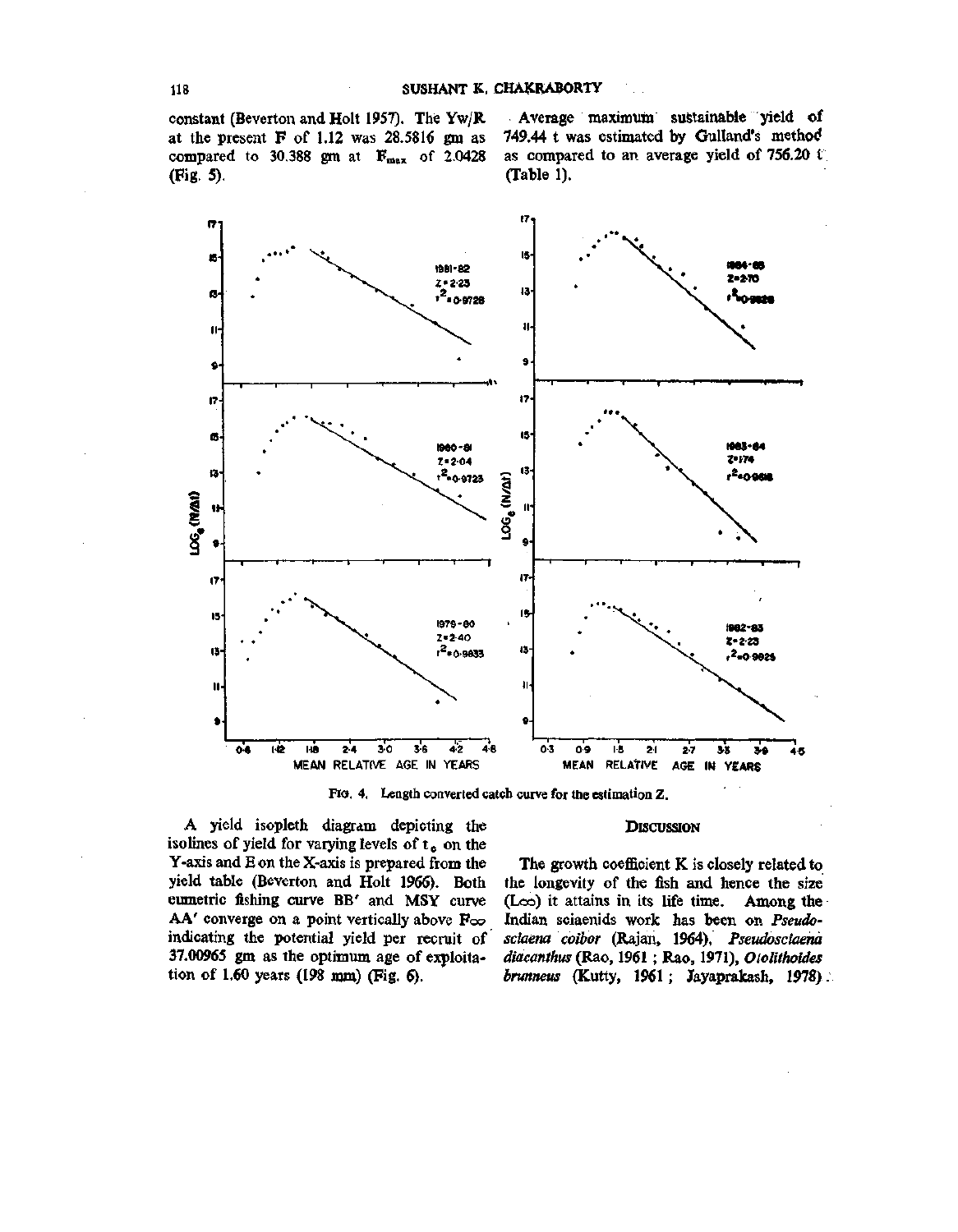constant (Beverton and Holt 1957). The Yw/R at the present F of 1.12 was 28.5816 gm as compared to 30.388 gm at $F_{max}$ of 2.0428 (Fig. 5).

Average maximum sustainable yield of 749.44 t was estimated by Gulland's method as compared to an average yield of 756.20 t (Table 1).

FIG. 4. Length converted catch curve for the estimation Z.

A yield isopleth diagram depicting the isolines of yield for varying levels of $t_c$ on the Y-axis and E on the X-axis is prepared from the yield table (Beverton and Holt 1966). Both eumetric fishing curve BB' and MSY curve AA' converge on a point vertically above $F_{\infty}$ indicating the potential yield per recruit of 37.00965 gm as the optimum age of exploitation of 1.60 years (198 mm) (Fig. 6).

## DISCUSSION

The growth coefficient K is closely related to the longevity of the fish and hence the size ($L_{\infty}$) it attains in its life time. Among the Indian sciaenids work has been on *Pseudosciaena coibor* (Rajan, 1964), *Pseudosciaena diacanthus* (Rao, 1961 ; Rao, 1971), *Otolithoides brunneus* (Kutty, 1961 ; Jayaprakash, 1978).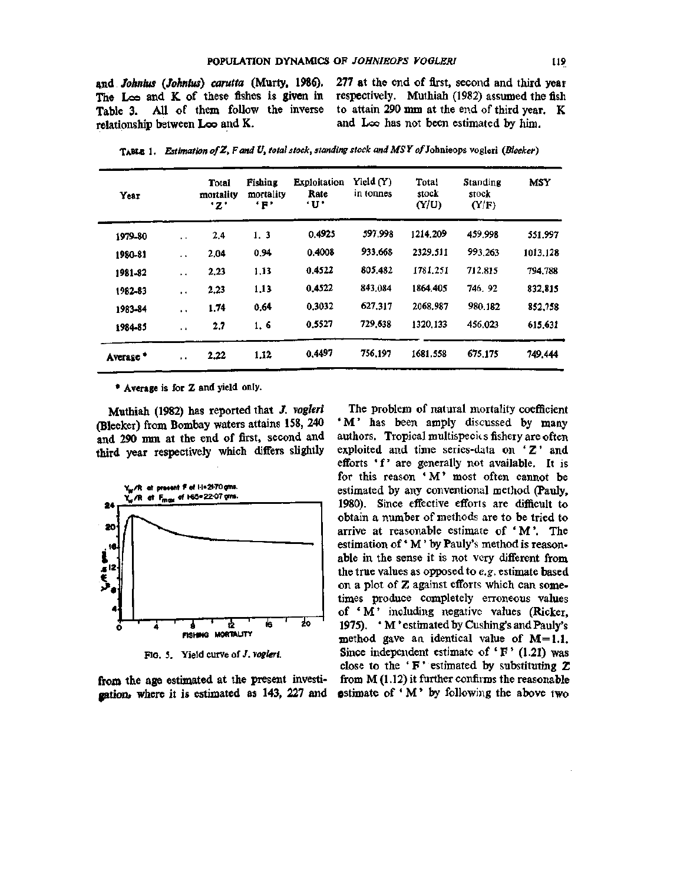and *Johnius* (*Johnius*) *carutta* (Murty, 1986). The $L\infty$ and K of these fishes is given in Table 3. All of them follow the inverse relationship between $L\infty$ and K.

277 at the end of first, second and third year respectively. Muthiah (1982) assumed the fish to attain 290 mm at the end of third year. K and $L\infty$ has not been estimated by him.

TABLE 1. *Estimation of Z, F and U, total stock, standing stock and MSY of* Johnieops vogleri *(Bleeker)*

| Year | Total mortality 'Z' | Fishing mortality 'F' | Exploitation Rate 'U' | Yield (Y) in tonnes | Total stock (Y/U) | Standing stock (Y/F) | MSY |
|---|---|---|---|---|---|---|---|
| 1979-80 .. | 2.4 | 1. 3 | 0.4925 | 597.998 | 1214.209 | 459.998 | 551.997 |
| 1980-81 .. | 2.04 | 0.94 | 0.4008 | 933.668 | 2329.511 | 993.263 | 1013.128 |
| 1981-82 .. | 2.23 | 1.13 | 0.4522 | 805.482 | 1781.251 | 712.815 | 794.788 |
| 1982-83 .. | 2.23 | 1.13 | 0.4522 | 843.084 | 1864.405 | 746. 92 | 832.815 |
| 1983-84 .. | 1.74 | 0.64 | 0.3032 | 627.317 | 2068.987 | 980.182 | 852.758 |
| 1984-85 .. | 2.7 | 1. 6 | 0.5527 | 729.638 | 1320.133 | 456.023 | 615.631 |
| Average * .. | 2.22 | 1.12 | 0.4497 | 756.197 | 1681.558 | 675.175 | 749.444 |

\* Average is for Z and yield only.

Muthiah (1982) has reported that *J. vogleri* (Bleeker) from Bombay waters attains 158, 240 and 290 mm at the end of first, second and third year respectively which differs slightly from the age estimated at the present investigation, where it is estimated as 143, 227 and

$Y_w/R$ at present F of 1.1=21.70 gms.
$Y_w/R$ at $F_{max}$ of 1.65=22.07 gms.

FIG. 5. Yield curve of *J. vogleri.*

The problem of natural mortality coefficient 'M' has been amply discussed by many authors. Tropical multispecies fishery are often exploited and time series-data on 'Z' and efforts 'f' are generally not available. It is for this reason 'M' most often cannot be estimated by any conventional method (Pauly, 1980). Since effective efforts are difficult to obtain a number of methods are to be tried to arrive at reasonable estimate of 'M'. The estimation of 'M' by Pauly's method is reasonable in the sense it is not very different from the true values as opposed to *e.g.* estimate based on a plot of Z against efforts which can sometimes produce completely erroneous values of 'M' including negative values (Ricker, 1975). 'M' estimated by Cushing's and Pauly's method gave an identical value of M=1.1. Since independent estimate of 'F' (1.21) was close to the 'F' estimated by substituting Z from M (1.12) it further confirms the reasonable estimate of 'M' by following the above two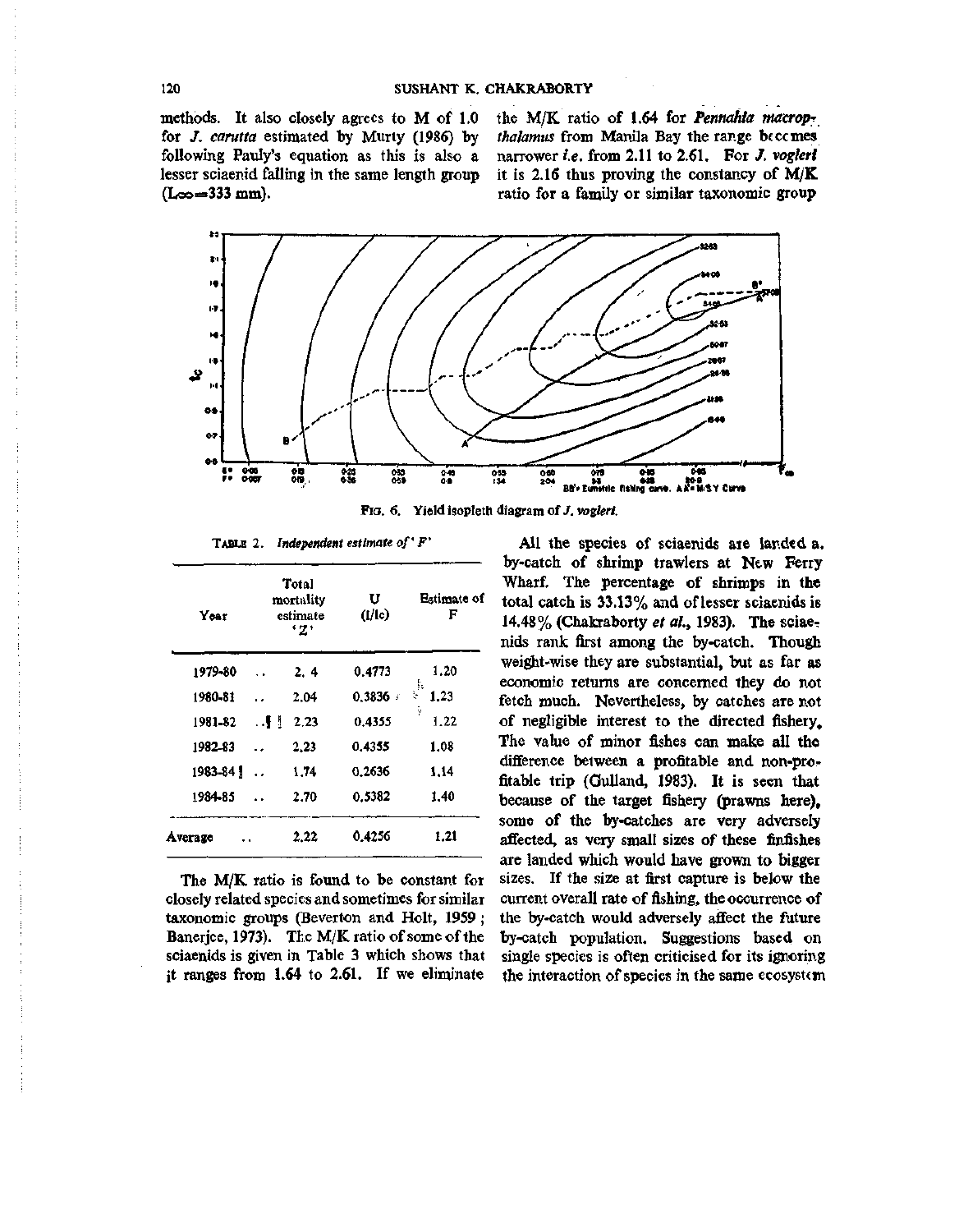methods. It also closely agrees to M of 1.0 for *J. carutta* estimated by Murty (1986) by following Pauly's equation as this is also a lesser sciaenid falling in the same length group ($L_\infty$=333 mm).

the M/K ratio of 1.64 for *Pennahia macropthalamus* from Manila Bay the range becomes narrower *i.e.* from 2.11 to 2.61. For *J. vogleri* it is 2.16 thus proving the constancy of M/K ratio for a family or similar taxonomic group

Fig. 6. Yield isopleth diagram of *J. vogleri*.

TABLE 2. *Independent estimate of 'F'*

| Year | Total mortality estimate 'Z' | U (l/lc) | Estimate of F |
|---|---|---|---|
| 1979-80 | 2.4 | 0.4773 | 1.20 |
| 1980-81 | 2.04 | 0.3836 | 1.23 |
| 1981-82 | 2.23 | 0.4355 | 1.22 |
| 1982-83 | 2.23 | 0.4355 | 1.08 |
| 1983-84 | 1.74 | 0.2636 | 1.14 |
| 1984-85 | 2.70 | 0.5382 | 1.40 |
| Average | 2.22 | 0.4256 | 1.21 |

The M/K ratio is found to be constant for closely related species and sometimes for similar taxonomic groups (Beverton and Holt, 1959; Banerjee, 1973). The M/K ratio of some of the sciaenids is given in Table 3 which shows that it ranges from 1.64 to 2.61. If we eliminate

All the species of sciaenids are landed a. by-catch of shrimp trawlers at New Ferry Wharf. The percentage of shrimps in the total catch is 33.13% and of lesser sciaenids is 14.48% (Chakraborty *et al.*, 1983). The sciaenids rank first among the by-catch. Though weight-wise they are substantial, but as far as economic returns are concerned they do not fetch much. Nevertheless, by catches are not of negligible interest to the directed fishery. The value of minor fishes can make all the difference between a profitable and non-profitable trip (Gulland, 1983). It is seen that because of the target fishery (prawns here), some of the by-catches are very adversely affected, as very small sizes of these finfishes are landed which would have grown to bigger sizes. If the size at first capture is below the current overall rate of fishing, the occurrence of the by-catch would adversely affect the future by-catch population. Suggestions based on single species is often criticised for its ignoring the interaction of species in the same ecosystem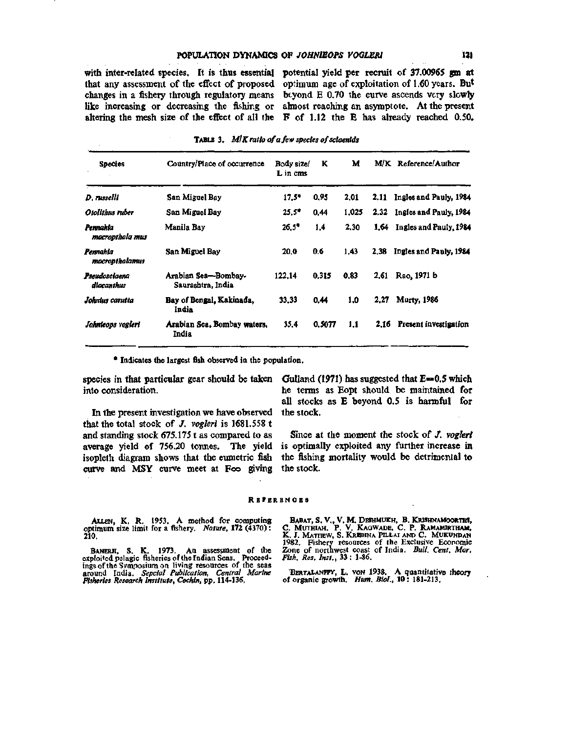with inter-related species. It is thus essential that any assessment of the effect of proposed changes in a fishery through regulatory means like increasing or decreasing the fishing or altering the mesh size of the effect of all the species in that particular gear should be taken into consideration.

In the present investigation we have observed that the total stock of *J. vogleri* is 1681.558 t and standing stock 675.175 t as compared to as average yield of 756.20 tonnes. The yield isopleth diagram shows that the eumetric fish curve and MSY curve meet at F∞ giving potential yield per recruit of 37.00965 gm at optimum age of exploitation of 1.60 years. But beyond E 0.70 the curve ascends very slowly almost reaching an asymptote. At the present F of 1.12 the E has already reached 0.50. Gulland (1971) has suggested that E=0.5 which he terms as Eopt should be maintained for all stocks as E beyond 0.5 is harmful for the stock.

Since at the moment the stock of *J. vogleri* is optimally exploited any further increase in the fishing mortality would be detrimental to the stock.

TABLE 3. *M/K ratio of a few species of sciaenids*

| Species | Country/Place of occurrence | Body size/ L in cms | K | M | M/K | Reference/Author |
|---|---|---|---|---|---|---|
| *D. russelli* | San Miguel Bay | 17.5* | 0.95 | 2.01 | 2.11 | Ingles and Pauly, 1984 |
| *Otolithus ruber* | San Miguel Bay | 25.5* | 0.44 | 1.025 | 2.32 | Ingles and Pauly, 1984 |
| *Pennahia macropthala mus* | Manila Bay | 26.5* | 1.4 | 2.30 | 1.64 | Ingles and Pauly, 1984 |
| *Pennahia macropthalamus* | San Miguel Bay | 20.0 | 0.6 | 1.43 | 2.38 | Ingles and Pauly, 1984 |
| *Pseudosciaena diacanthus* | Arabian Sea—Bombay-Saurashtra, India | 122.14 | 0.315 | 0.83 | 2.61 | Rao, 1971 b |
| *Johnius carutta* | Bay of Bengal, Kakinada, India | 33.33 | 0.44 | 1.0 | 2.27 | Murty, 1986 |
| *Johnieops vogleri* | Arabian Sea, Bombay waters, India | 35.4 | 0.5077 | 1.1 | 2.16 | Present investigation |

\* Indicates the largest fish observed in the population.

## REFERENCES

ALLEN, K. R. 1953. A method for computing optimum size limit for a fishery. *Nature*, **172** (4370): 210.

BANERJI, S. K. 1973. An assessment of the exploited pelagic fisheries of the Indian Seas. Proceedings of the Symposium on living resources of the seas around India. *Sepcial Publication, Central Marine Fisheries Research Institute, Cochin*, pp. 114-136.

BABAT, S. V., V. M. DESHMUKH, B. KRISHNAMOORTHI, C. MUTHIAH, P. V. KAGWADE, C. P. RAMAMIRTHAM, K. J. MATHEW, S. KRISHNA PILLAI AND C. MUKUNDAN 1982. Fishery resources of the Exclusive Economic Zone of northwest coast of India. *Bull. Cent. Mar. Fish. Res. Inst.*, **33**: 1-86.

BERTALANFFY, L. VON 1938. A quantitative theory of organic growth. *Hum. Biol.*, **10**: 181-213.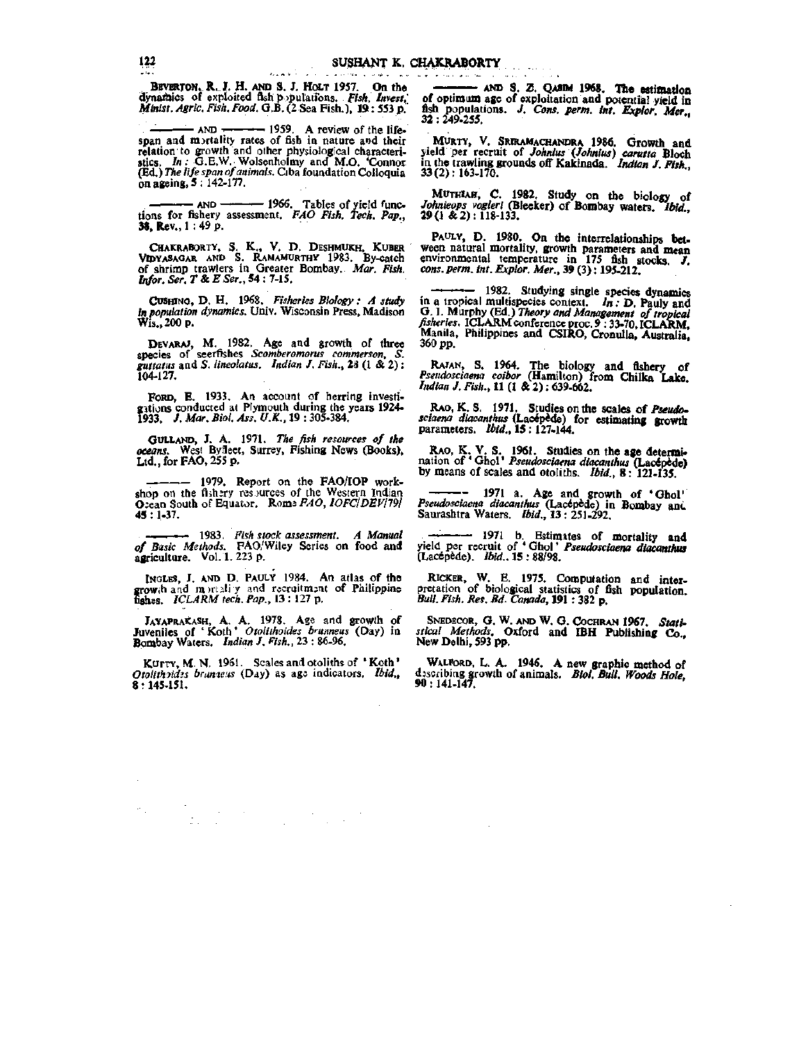BEVERTON, R. J. H. AND S. J. HOLT 1957. On the dynamics of exploited fish populations. *Fish. Invest. Minist. Agric. Fish. Food.* G.B. (2 Sea Fish.), 19 : 553 p.

——— AND ——— 1959. A review of the life-span and mortality rates of fish in nature and their relation to growth and other physiological characteristics. *In :* G.E.W. Wolsenholmy and M.O. 'Connor (Ed.) *The life span of animals.* Ciba foundation Colloquia on ageing, 5 : 142-177.

——— AND ——— 1966. Tables of yield functions for fishery assessment. *FAO Fish. Tech. Pap.,* 38, Rev., 1 : 49 p.

CHAKRABORTY, S. K., V. D. DESHMUKH, KUBER VIDYASAGAR AND S. RAMAMURTHY 1983. By-catch of shrimp trawlers in Greater Bombay. *Mar. Fish. Infor. Ser, T & E Ser.,* 54 : 7-15.

CUSHING, D. H. 1968. *Fisheries Biology : A study in population dynamics.* Univ. Wisconsin Press, Madison Wis., 200 p.

DEVARAJ, M. 1982. Age and growth of three species of seerfishes *Scomberomorus commerson, S. guttatus* and *S. lineolatus. Indian J. Fish.,* 28 (1 & 2) : 104-127.

FORD, E. 1933. An account of herring investigations conducted at Plymouth during the years 1924-1933. *J. Mar. Biol. Ass. U.K.,* 19 : 305-384.

GULLAND, J. A. 1971. *The fish resources of the oceans.* West Byfleet, Surrey, Fishing News (Books), Ltd., for FAO, 255 p.

——— 1979. Report on the FAO/IOP workshop on the fishery resources of the Western Indian Ocean South of Equator. Rome *FAO, IOFC/DEV/79/* 45 : 1-37.

——— 1983. *Fish stock assessment. A Manual of Basic Methods.* FAO/Wiley Series on food and agriculture. Vol. 1. 223 p.

INGLES, J. AND D. PAULY 1984. An atlas of the growth and mortality and recruitment of Philippine fishes. *ICLARM tech. Pap.,* 13 : 127 p.

JAYAPRAKASH, A. A. 1978. Age and growth of Juveniles of 'Koth' *Otolithoides brunneus* (Day) in Bombay Waters. *Indian J. Fish.,* 23 : 86-96.

KUTTY, M. N. 1961. Scales and otoliths of 'Koth' *Otolithoides brunneus* (Day) as age indicators. *Ibid.,* 8 : 145-151.

——— AND S. Z. QASIM 1968. The estimation of optimum age of exploitation and potential yield in fish populations. *J. Cons. perm. int. Explor. Mer.,* 32 : 249-255.

MURTY, V. SRIRAMACHANDRA 1986. Growth and yield per recruit of *Johnius (Johnius) carutta* Bloch in the trawling grounds off Kakinada. *Indian J. Fish.,* 33 (2) : 163-170.

MUTHIAH, C. 1982. Study on the biology of *Johnieops vogleri* (Bleeker) of Bombay waters. *Ibid.,* 29 (1 & 2) : 118-133.

PAULY, D. 1980. On the interrelationships between natural mortality, growth parameters and mean environmental temperature in 175 fish stocks. *J. cons. perm. int. Explor. Mer.,* 39 (3) : 195-212.

——— 1982. Studying single species dynamics in a tropical multispecies context. *In :* D. Pauly and G. I. Murphy (Ed.) *Theory and Management of tropical fisheries.* ICLARM conference proc. 9 : 33-70, ICLARM, Manila, Philippines and CSIRO, Cronulla, Australia, 360 pp.

RAJAN, S. 1964. The biology and fishery of *Pseudosciaena coibor* (Hamilton) from Chilka Lake. *Indian J. Fish.,* 11 (1 & 2) : 639-662.

RAO, K. S. 1971. Studies on the scales of *Pseudosciaena diacanthus* (Lacépède) for estimating growth parameters. *Ibid.,* 15 : 127-144.

RAO, K. V. S. 1961. Studies on the age determination of 'Ghol' *Pseudosciaena diacanthus* (Lacépède) by means of scales and otoliths. *Ibid.,* 8 : 121-135.

——— 1971 a. Age and growth of 'Ghol' *Pseudosciaena diacanthus* (Lacépède) in Bombay and Saurashtra Waters. *Ibid.,* 13 : 251-292.

——— 1971 b. Estimates of mortality and yield per recruit of 'Ghol' *Pseudosciaena diacanthus* (Lacépède). *Ibid.,* 15 : 88/98.

RICKER, W. E. 1975. Computation and interpretation of biological statistics of fish population. *Bull. Fish. Res. Bd. Canada,* 191 : 382 p.

SNEDECOR, G. W. AND W. G. COCHRAN 1967. *Statistical Methods.* Oxford and IBH Publishing Co., New Delhi, 593 pp.

WALFORD, L. A. 1946. A new graphic method of describing growth of animals. *Biol. Bull. Woods Hole,* 90 : 141-147.